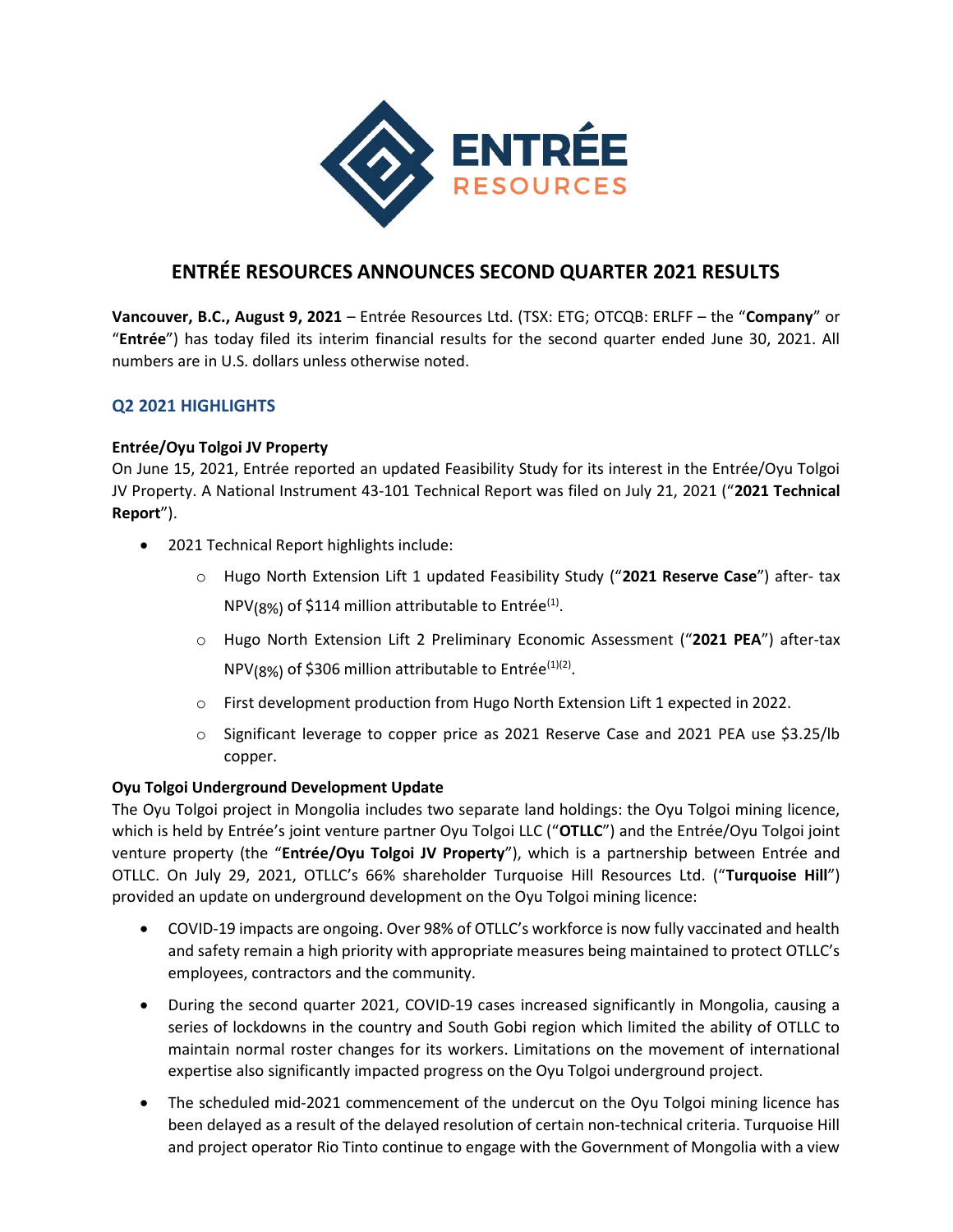# ENTRÉE RESOURCES ANNOUNCES SECOND QUARTER 2021 RESULTS

**Vancouver, B.C., August 9, 2021** – Entrée Resources Ltd. (TSX: ETG; OTCQB: ERLFF – the "**Company**" or "**Entrée**") has today filed its interim financial results for the second quarter ended June 30, 2021. All numbers are in U.S. dollars unless otherwise noted.

## Q2 2021 HIGHLIGHTS

### Entrée/Oyu Tolgoi JV Property

On June 15, 2021, Entrée reported an updated Feasibility Study for its interest in the Entrée/Oyu Tolgoi JV Property. A National Instrument 43-101 Technical Report was filed on July 21, 2021 ("**2021 Technical Report**").

- 2021 Technical Report highlights include:
    - Hugo North Extension Lift 1 updated Feasibility Study ("**2021 Reserve Case**") after- tax $NPV_{(8\%)}$ of \$114 million attributable to Entrée[1].
    - Hugo North Extension Lift 2 Preliminary Economic Assessment ("**2021 PEA**") after-tax $NPV_{(8\%)}$ of \$306 million attributable to Entrée[1][2].
    - First development production from Hugo North Extension Lift 1 expected in 2022.
    - Significant leverage to copper price as 2021 Reserve Case and 2021 PEA use \$3.25/lb copper.

### Oyu Tolgoi Underground Development Update

The Oyu Tolgoi project in Mongolia includes two separate land holdings: the Oyu Tolgoi mining licence, which is held by Entrée's joint venture partner Oyu Tolgoi LLC ("**OTLLC**") and the Entrée/Oyu Tolgoi joint venture property (the "**Entrée/Oyu Tolgoi JV Property**"), which is a partnership between Entrée and OTLLC. On July 29, 2021, OTLLC's 66% shareholder Turquoise Hill Resources Ltd. ("**Turquoise Hill**") provided an update on underground development on the Oyu Tolgoi mining licence:

- COVID-19 impacts are ongoing. Over 98% of OTLLC's workforce is now fully vaccinated and health and safety remain a high priority with appropriate measures being maintained to protect OTLLC's employees, contractors and the community.
- During the second quarter 2021, COVID-19 cases increased significantly in Mongolia, causing a series of lockdowns in the country and South Gobi region which limited the ability of OTLLC to maintain normal roster changes for its workers. Limitations on the movement of international expertise also significantly impacted progress on the Oyu Tolgoi underground project.
- The scheduled mid-2021 commencement of the undercut on the Oyu Tolgoi mining licence has been delayed as a result of the delayed resolution of certain non-technical criteria. Turquoise Hill and project operator Rio Tinto continue to engage with the Government of Mongolia with a view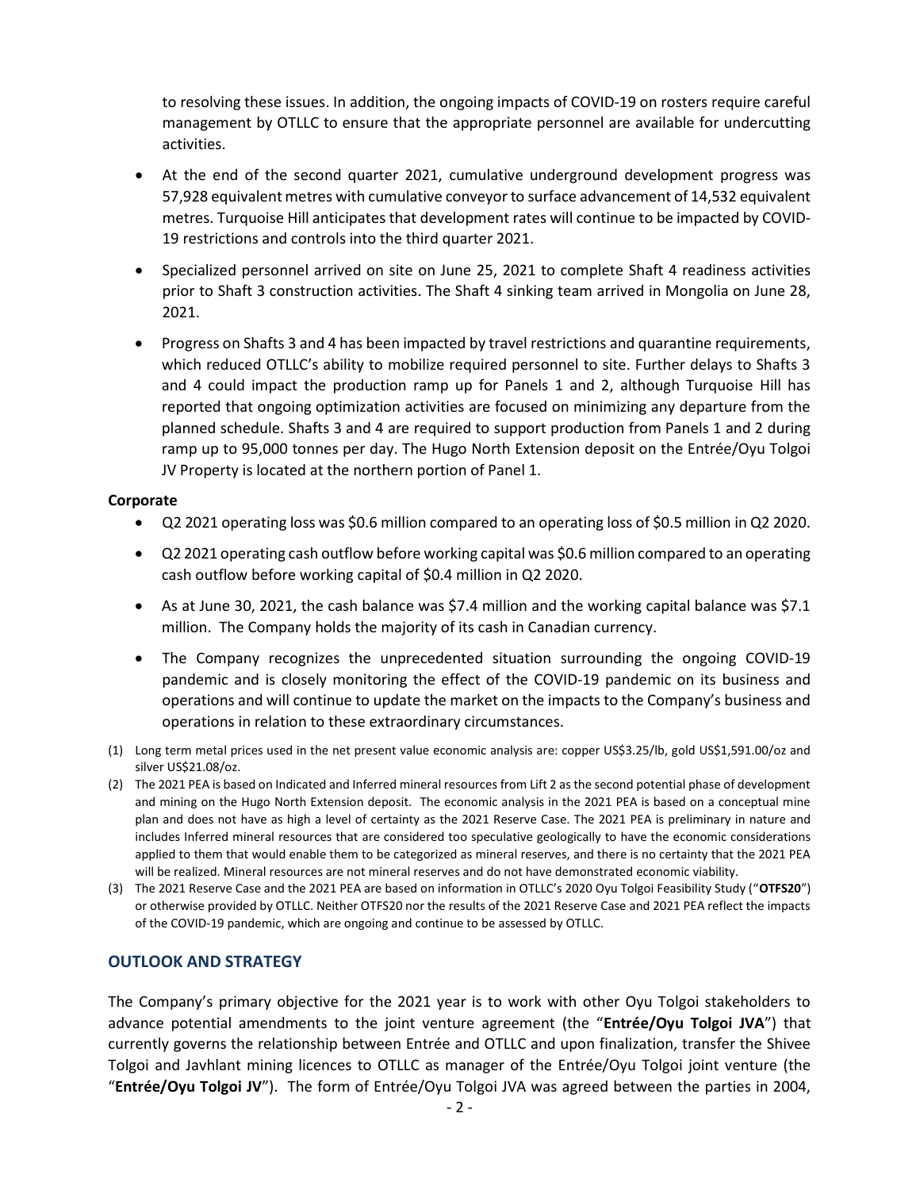to resolving these issues. In addition, the ongoing impacts of COVID-19 on rosters require careful management by OTLLC to ensure that the appropriate personnel are available for undercutting activities.

- At the end of the second quarter 2021, cumulative underground development progress was 57,928 equivalent metres with cumulative conveyor to surface advancement of 14,532 equivalent metres. Turquoise Hill anticipates that development rates will continue to be impacted by COVID-19 restrictions and controls into the third quarter 2021.
- Specialized personnel arrived on site on June 25, 2021 to complete Shaft 4 readiness activities prior to Shaft 3 construction activities. The Shaft 4 sinking team arrived in Mongolia on June 28, 2021.
- Progress on Shafts 3 and 4 has been impacted by travel restrictions and quarantine requirements, which reduced OTLLC's ability to mobilize required personnel to site. Further delays to Shafts 3 and 4 could impact the production ramp up for Panels 1 and 2, although Turquoise Hill has reported that ongoing optimization activities are focused on minimizing any departure from the planned schedule. Shafts 3 and 4 are required to support production from Panels 1 and 2 during ramp up to 95,000 tonnes per day. The Hugo North Extension deposit on the Entrée/Oyu Tolgoi JV Property is located at the northern portion of Panel 1.

**Corporate**

- Q2 2021 operating loss was $0.6 million compared to an operating loss of $0.5 million in Q2 2020.
- Q2 2021 operating cash outflow before working capital was $0.6 million compared to an operating cash outflow before working capital of $0.4 million in Q2 2020.
- As at June 30, 2021, the cash balance was $7.4 million and the working capital balance was $7.1 million. The Company holds the majority of its cash in Canadian currency.
- The Company recognizes the unprecedented situation surrounding the ongoing COVID-19 pandemic and is closely monitoring the effect of the COVID-19 pandemic on its business and operations and will continue to update the market on the impacts to the Company's business and operations in relation to these extraordinary circumstances.

(1) Long term metal prices used in the net present value economic analysis are: copper US$3.25/lb, gold US$1,591.00/oz and silver US$21.08/oz.

(2) The 2021 PEA is based on Indicated and Inferred mineral resources from Lift 2 as the second potential phase of development and mining on the Hugo North Extension deposit. The economic analysis in the 2021 PEA is based on a conceptual mine plan and does not have as high a level of certainty as the 2021 Reserve Case. The 2021 PEA is preliminary in nature and includes Inferred mineral resources that are considered too speculative geologically to have the economic considerations applied to them that would enable them to be categorized as mineral reserves, and there is no certainty that the 2021 PEA will be realized. Mineral resources are not mineral reserves and do not have demonstrated economic viability.

(3) The 2021 Reserve Case and the 2021 PEA are based on information in OTLLC's 2020 Oyu Tolgoi Feasibility Study ("**OTFS20**") or otherwise provided by OTLLC. Neither OTFS20 nor the results of the 2021 Reserve Case and 2021 PEA reflect the impacts of the COVID-19 pandemic, which are ongoing and continue to be assessed by OTLLC.

## OUTLOOK AND STRATEGY

The Company's primary objective for the 2021 year is to work with other Oyu Tolgoi stakeholders to advance potential amendments to the joint venture agreement (the "**Entrée/Oyu Tolgoi JVA**") that currently governs the relationship between Entrée and OTLLC and upon finalization, transfer the Shivee Tolgoi and Javhlant mining licences to OTLLC as manager of the Entrée/Oyu Tolgoi joint venture (the "**Entrée/Oyu Tolgoi JV**"). The form of Entrée/Oyu Tolgoi JVA was agreed between the parties in 2004,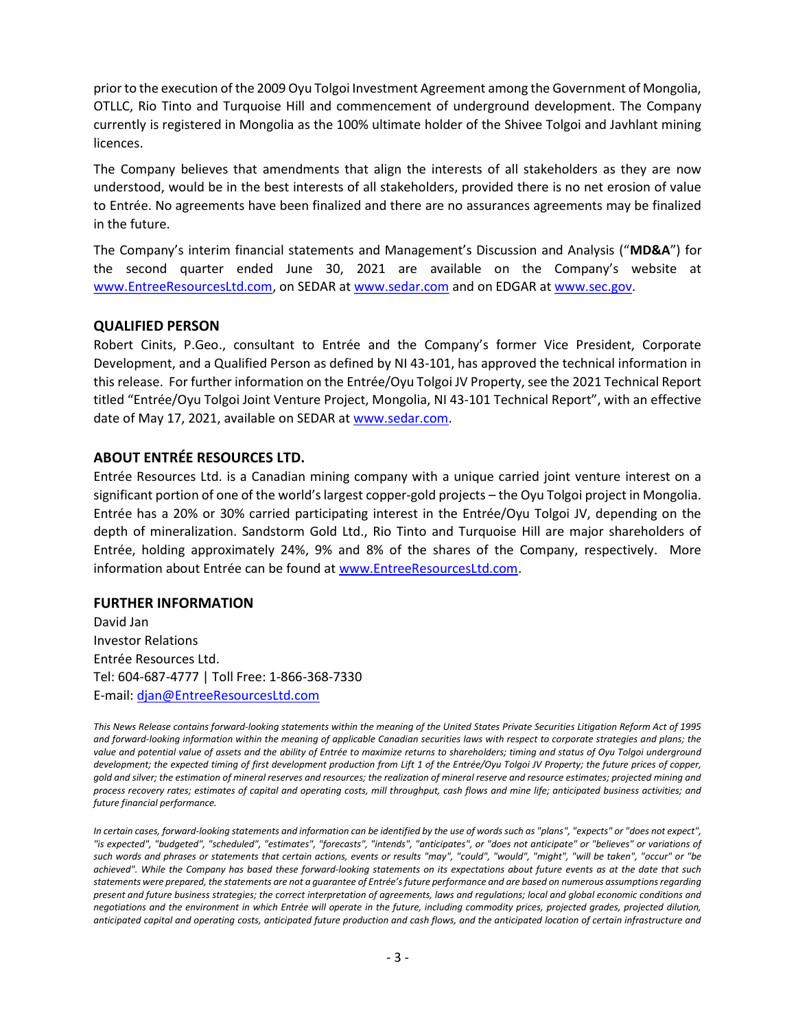prior to the execution of the 2009 Oyu Tolgoi Investment Agreement among the Government of Mongolia, OTLLC, Rio Tinto and Turquoise Hill and commencement of underground development. The Company currently is registered in Mongolia as the 100% ultimate holder of the Shivee Tolgoi and Javhlant mining licences.

The Company believes that amendments that align the interests of all stakeholders as they are now understood, would be in the best interests of all stakeholders, provided there is no net erosion of value to Entrée. No agreements have been finalized and there are no assurances agreements may be finalized in the future.

The Company's interim financial statements and Management's Discussion and Analysis ("**MD&A**") for the second quarter ended June 30, 2021 are available on the Company's website at [www.EntreeResourcesLtd.com](http://www.EntreeResourcesLtd.com), on SEDAR at [www.sedar.com](http://www.sedar.com) and on EDGAR at [www.sec.gov](http://www.sec.gov).

## QUALIFIED PERSON

Robert Cinits, P.Geo., consultant to Entrée and the Company's former Vice President, Corporate Development, and a Qualified Person as defined by NI 43-101, has approved the technical information in this release. For further information on the Entrée/Oyu Tolgoi JV Property, see the 2021 Technical Report titled "Entrée/Oyu Tolgoi Joint Venture Project, Mongolia, NI 43-101 Technical Report", with an effective date of May 17, 2021, available on SEDAR at [www.sedar.com](http://www.sedar.com).

## ABOUT ENTRÉE RESOURCES LTD.

Entrée Resources Ltd. is a Canadian mining company with a unique carried joint venture interest on a significant portion of one of the world's largest copper-gold projects – the Oyu Tolgoi project in Mongolia. Entrée has a 20% or 30% carried participating interest in the Entrée/Oyu Tolgoi JV, depending on the depth of mineralization. Sandstorm Gold Ltd., Rio Tinto and Turquoise Hill are major shareholders of Entrée, holding approximately 24%, 9% and 8% of the shares of the Company, respectively. More information about Entrée can be found at [www.EntreeResourcesLtd.com](http://www.EntreeResourcesLtd.com).

## FURTHER INFORMATION

David Jan
Investor Relations
Entrée Resources Ltd.
Tel: 604-687-4777 | Toll Free: 1-866-368-7330
E-mail: [djan@EntreeResourcesLtd.com](mailto:djan@EntreeResourcesLtd.com)

*This News Release contains forward-looking statements within the meaning of the United States Private Securities Litigation Reform Act of 1995 and forward-looking information within the meaning of applicable Canadian securities laws with respect to corporate strategies and plans; the value and potential value of assets and the ability of Entrée to maximize returns to shareholders; timing and status of Oyu Tolgoi underground development; the expected timing of first development production from Lift 1 of the Entrée/Oyu Tolgoi JV Property; the future prices of copper, gold and silver; the estimation of mineral reserves and resources; the realization of mineral reserve and resource estimates; projected mining and process recovery rates; estimates of capital and operating costs, mill throughput, cash flows and mine life; anticipated business activities; and future financial performance.*

*In certain cases, forward-looking statements and information can be identified by the use of words such as "plans", "expects" or "does not expect", "is expected", "budgeted", "scheduled", "estimates", "forecasts", "intends", "anticipates", or "does not anticipate" or "believes" or variations of such words and phrases or statements that certain actions, events or results "may", "could", "would", "might", "will be taken", "occur" or "be achieved". While the Company has based these forward-looking statements on its expectations about future events as at the date that such statements were prepared, the statements are not a guarantee of Entrée's future performance and are based on numerous assumptions regarding present and future business strategies; the correct interpretation of agreements, laws and regulations; local and global economic conditions and negotiations and the environment in which Entrée will operate in the future, including commodity prices, projected grades, projected dilution, anticipated capital and operating costs, anticipated future production and cash flows, and the anticipated location of certain infrastructure and*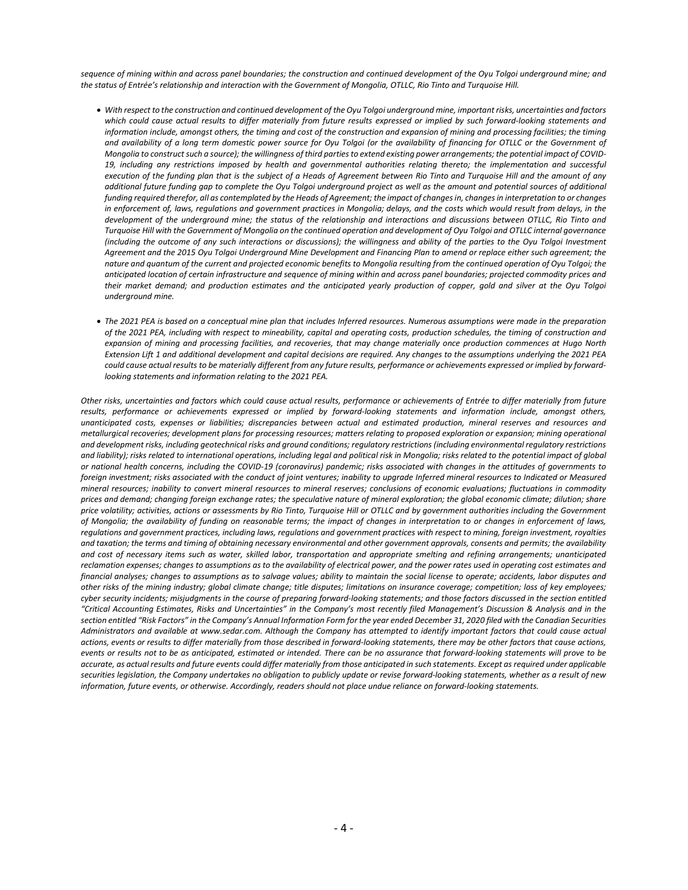*sequence of mining within and across panel boundaries; the construction and continued development of the Oyu Tolgoi underground mine; and the status of Entrée's relationship and interaction with the Government of Mongolia, OTLLC, Rio Tinto and Turquoise Hill.*

- *With respect to the construction and continued development of the Oyu Tolgoi underground mine, important risks, uncertainties and factors which could cause actual results to differ materially from future results expressed or implied by such forward-looking statements and information include, amongst others, the timing and cost of the construction and expansion of mining and processing facilities; the timing and availability of a long term domestic power source for Oyu Tolgoi (or the availability of financing for OTLLC or the Government of Mongolia to construct such a source); the willingness of third parties to extend existing power arrangements; the potential impact of COVID-19, including any restrictions imposed by health and governmental authorities relating thereto; the implementation and successful execution of the funding plan that is the subject of a Heads of Agreement between Rio Tinto and Turquoise Hill and the amount of any additional future funding gap to complete the Oyu Tolgoi underground project as well as the amount and potential sources of additional funding required therefor, all as contemplated by the Heads of Agreement; the impact of changes in, changes in interpretation to or changes in enforcement of, laws, regulations and government practices in Mongolia; delays, and the costs which would result from delays, in the development of the underground mine; the status of the relationship and interactions and discussions between OTLLC, Rio Tinto and Turquoise Hill with the Government of Mongolia on the continued operation and development of Oyu Tolgoi and OTLLC internal governance (including the outcome of any such interactions or discussions); the willingness and ability of the parties to the Oyu Tolgoi Investment Agreement and the 2015 Oyu Tolgoi Underground Mine Development and Financing Plan to amend or replace either such agreement; the nature and quantum of the current and projected economic benefits to Mongolia resulting from the continued operation of Oyu Tolgoi; the anticipated location of certain infrastructure and sequence of mining within and across panel boundaries; projected commodity prices and their market demand; and production estimates and the anticipated yearly production of copper, gold and silver at the Oyu Tolgoi underground mine.*

- *The 2021 PEA is based on a conceptual mine plan that includes Inferred resources. Numerous assumptions were made in the preparation of the 2021 PEA, including with respect to mineability, capital and operating costs, production schedules, the timing of construction and expansion of mining and processing facilities, and recoveries, that may change materially once production commences at Hugo North Extension Lift 1 and additional development and capital decisions are required. Any changes to the assumptions underlying the 2021 PEA could cause actual results to be materially different from any future results, performance or achievements expressed or implied by forward-looking statements and information relating to the 2021 PEA.*

*Other risks, uncertainties and factors which could cause actual results, performance or achievements of Entrée to differ materially from future results, performance or achievements expressed or implied by forward-looking statements and information include, amongst others, unanticipated costs, expenses or liabilities; discrepancies between actual and estimated production, mineral reserves and resources and metallurgical recoveries; development plans for processing resources; matters relating to proposed exploration or expansion; mining operational and development risks, including geotechnical risks and ground conditions; regulatory restrictions (including environmental regulatory restrictions and liability); risks related to international operations, including legal and political risk in Mongolia; risks related to the potential impact of global or national health concerns, including the COVID-19 (coronavirus) pandemic; risks associated with changes in the attitudes of governments to foreign investment; risks associated with the conduct of joint ventures; inability to upgrade Inferred mineral resources to Indicated or Measured mineral resources; inability to convert mineral resources to mineral reserves; conclusions of economic evaluations; fluctuations in commodity prices and demand; changing foreign exchange rates; the speculative nature of mineral exploration; the global economic climate; dilution; share price volatility; activities, actions or assessments by Rio Tinto, Turquoise Hill or OTLLC and by government authorities including the Government of Mongolia; the availability of funding on reasonable terms; the impact of changes in interpretation to or changes in enforcement of laws, regulations and government practices, including laws, regulations and government practices with respect to mining, foreign investment, royalties and taxation; the terms and timing of obtaining necessary environmental and other government approvals, consents and permits; the availability and cost of necessary items such as water, skilled labor, transportation and appropriate smelting and refining arrangements; unanticipated reclamation expenses; changes to assumptions as to the availability of electrical power, and the power rates used in operating cost estimates and financial analyses; changes to assumptions as to salvage values; ability to maintain the social license to operate; accidents, labor disputes and other risks of the mining industry; global climate change; title disputes; limitations on insurance coverage; competition; loss of key employees; cyber security incidents; misjudgments in the course of preparing forward-looking statements; and those factors discussed in the section entitled "Critical Accounting Estimates, Risks and Uncertainties" in the Company's most recently filed Management's Discussion & Analysis and in the section entitled "Risk Factors" in the Company's Annual Information Form for the year ended December 31, 2020 filed with the Canadian Securities Administrators and available at www.sedar.com. Although the Company has attempted to identify important factors that could cause actual actions, events or results to differ materially from those described in forward-looking statements, there may be other factors that cause actions, events or results not to be as anticipated, estimated or intended. There can be no assurance that forward-looking statements will prove to be accurate, as actual results and future events could differ materially from those anticipated in such statements. Except as required under applicable securities legislation, the Company undertakes no obligation to publicly update or revise forward-looking statements, whether as a result of new information, future events, or otherwise. Accordingly, readers should not place undue reliance on forward-looking statements.*